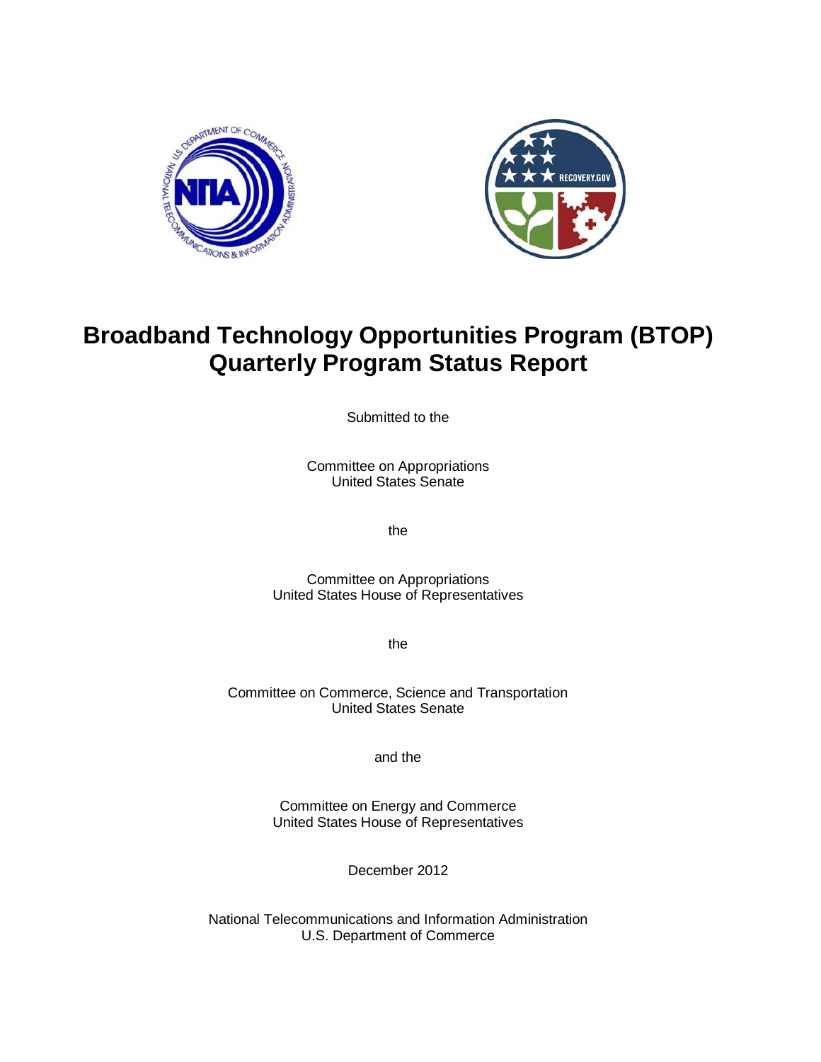# Broadband Technology Opportunities Program (BTOP) Quarterly Program Status Report

Submitted to the

Committee on Appropriations
United States Senate

the

Committee on Appropriations
United States House of Representatives

the

Committee on Commerce, Science and Transportation
United States Senate

and the

Committee on Energy and Commerce
United States House of Representatives

December 2012

National Telecommunications and Information Administration
U.S. Department of Commerce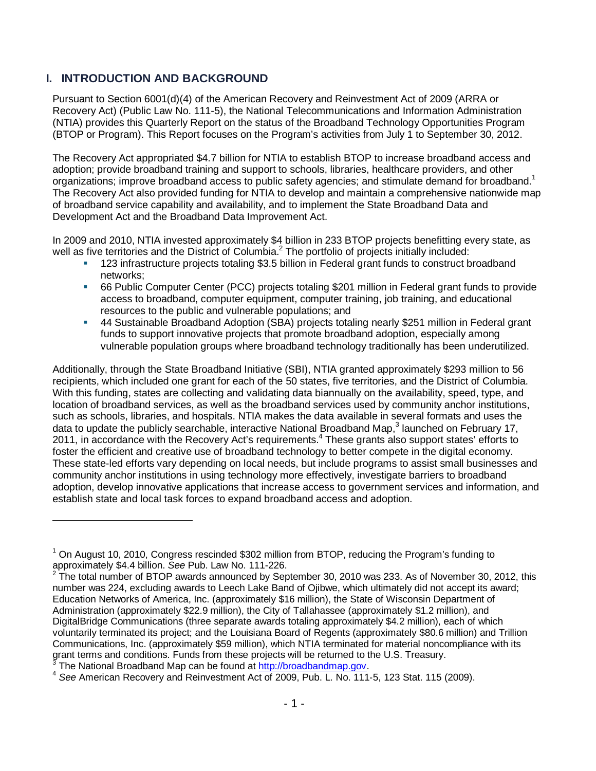## I. INTRODUCTION AND BACKGROUND

Pursuant to Section 6001(d)(4) of the American Recovery and Reinvestment Act of 2009 (ARRA or Recovery Act) (Public Law No. 111-5), the National Telecommunications and Information Administration (NTIA) provides this Quarterly Report on the status of the Broadband Technology Opportunities Program (BTOP or Program). This Report focuses on the Program's activities from July 1 to September 30, 2012.

The Recovery Act appropriated $4.7 billion for NTIA to establish BTOP to increase broadband access and adoption; provide broadband training and support to schools, libraries, healthcare providers, and other organizations; improve broadband access to public safety agencies; and stimulate demand for broadband.[1] The Recovery Act also provided funding for NTIA to develop and maintain a comprehensive nationwide map of broadband service capability and availability, and to implement the State Broadband Data and Development Act and the Broadband Data Improvement Act.

In 2009 and 2010, NTIA invested approximately $4 billion in 233 BTOP projects benefitting every state, as well as five territories and the District of Columbia.[2] The portfolio of projects initially included:

- 123 infrastructure projects totaling $3.5 billion in Federal grant funds to construct broadband networks;
- 66 Public Computer Center (PCC) projects totaling $201 million in Federal grant funds to provide access to broadband, computer equipment, computer training, job training, and educational resources to the public and vulnerable populations; and
- 44 Sustainable Broadband Adoption (SBA) projects totaling nearly $251 million in Federal grant funds to support innovative projects that promote broadband adoption, especially among vulnerable population groups where broadband technology traditionally has been underutilized.

Additionally, through the State Broadband Initiative (SBI), NTIA granted approximately $293 million to 56 recipients, which included one grant for each of the 50 states, five territories, and the District of Columbia. With this funding, states are collecting and validating data biannually on the availability, speed, type, and location of broadband services, as well as the broadband services used by community anchor institutions, such as schools, libraries, and hospitals. NTIA makes the data available in several formats and uses the data to update the publicly searchable, interactive National Broadband Map,[3] launched on February 17, 2011, in accordance with the Recovery Act's requirements.[4] These grants also support states' efforts to foster the efficient and creative use of broadband technology to better compete in the digital economy. These state-led efforts vary depending on local needs, but include programs to assist small businesses and community anchor institutions in using technology more effectively, investigate barriers to broadband adoption, develop innovative applications that increase access to government services and information, and establish state and local task forces to expand broadband access and adoption.

---

[1] On August 10, 2010, Congress rescinded $302 million from BTOP, reducing the Program's funding to approximately $4.4 billion. *See* Pub. Law No. 111-226.

[2] The total number of BTOP awards announced by September 30, 2010 was 233. As of November 30, 2012, this number was 224, excluding awards to Leech Lake Band of Ojibwe, which ultimately did not accept its award; Education Networks of America, Inc. (approximately $16 million), the State of Wisconsin Department of Administration (approximately $22.9 million), the City of Tallahassee (approximately $1.2 million), and DigitalBridge Communications (three separate awards totaling approximately $4.2 million), each of which voluntarily terminated its project; and the Louisiana Board of Regents (approximately $80.6 million) and Trillion Communications, Inc. (approximately $59 million), which NTIA terminated for material noncompliance with its grant terms and conditions. Funds from these projects will be returned to the U.S. Treasury.

[3] The National Broadband Map can be found at http://broadbandmap.gov.

[4] *See* American Recovery and Reinvestment Act of 2009, Pub. L. No. 111-5, 123 Stat. 115 (2009).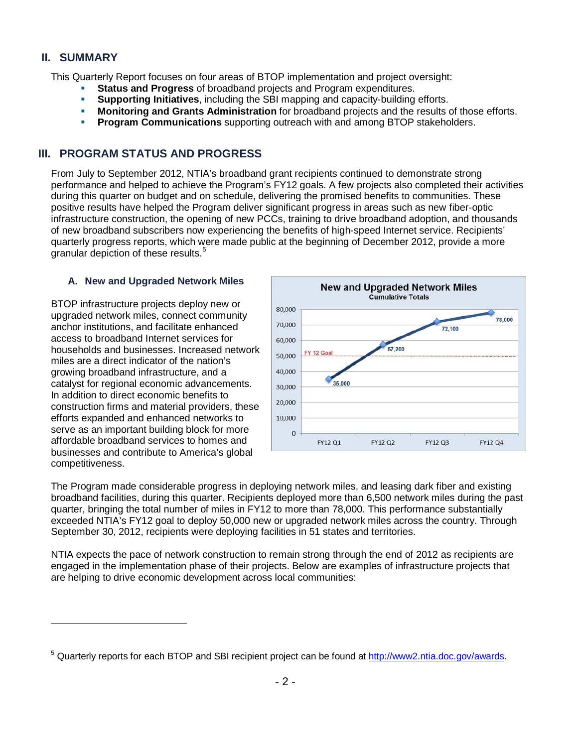## II. SUMMARY

This Quarterly Report focuses on four areas of BTOP implementation and project oversight:

- **Status and Progress** of broadband projects and Program expenditures.
- **Supporting Initiatives**, including the SBI mapping and capacity-building efforts.
- **Monitoring and Grants Administration** for broadband projects and the results of those efforts.
- **Program Communications** supporting outreach with and among BTOP stakeholders.

## III. PROGRAM STATUS AND PROGRESS

From July to September 2012, NTIA's broadband grant recipients continued to demonstrate strong performance and helped to achieve the Program's FY12 goals. A few projects also completed their activities during this quarter on budget and on schedule, delivering the promised benefits to communities. These positive results have helped the Program deliver significant progress in areas such as new fiber-optic infrastructure construction, the opening of new PCCs, training to drive broadband adoption, and thousands of new broadband subscribers now experiencing the benefits of high-speed Internet service. Recipients' quarterly progress reports, which were made public at the beginning of December 2012, provide a more granular depiction of these results.[5]

### A. New and Upgraded Network Miles

BTOP infrastructure projects deploy new or upgraded network miles, connect community anchor institutions, and facilitate enhanced access to broadband Internet services for households and businesses. Increased network miles are a direct indicator of the nation's growing broadband infrastructure, and a catalyst for regional economic advancements. In addition to direct economic benefits to construction firms and material providers, these efforts expanded and enhanced networks to serve as an important building block for more affordable broadband services to homes and businesses and contribute to America's global competitiveness.

**New and Upgraded Network Miles**
Cumulative Totals

| Quarter | Cumulative Network Miles |
| --- | --- |
| FY12 Q1 | 35,000 |
| FY12 Q2 | 57,200 |
| FY12 Q3 | 72,100 |
| FY12 Q4 | 78,000 |

FY 12 Goal: 50,000

The Program made considerable progress in deploying network miles, and leasing dark fiber and existing broadband facilities, during this quarter. Recipients deployed more than 6,500 network miles during the past quarter, bringing the total number of miles in FY12 to more than 78,000. This performance substantially exceeded NTIA's FY12 goal to deploy 50,000 new or upgraded network miles across the country. Through September 30, 2012, recipients were deploying facilities in 51 states and territories.

NTIA expects the pace of network construction to remain strong through the end of 2012 as recipients are engaged in the implementation phase of their projects. Below are examples of infrastructure projects that are helping to drive economic development across local communities:

---

[5] Quarterly reports for each BTOP and SBI recipient project can be found at http://www2.ntia.doc.gov/awards.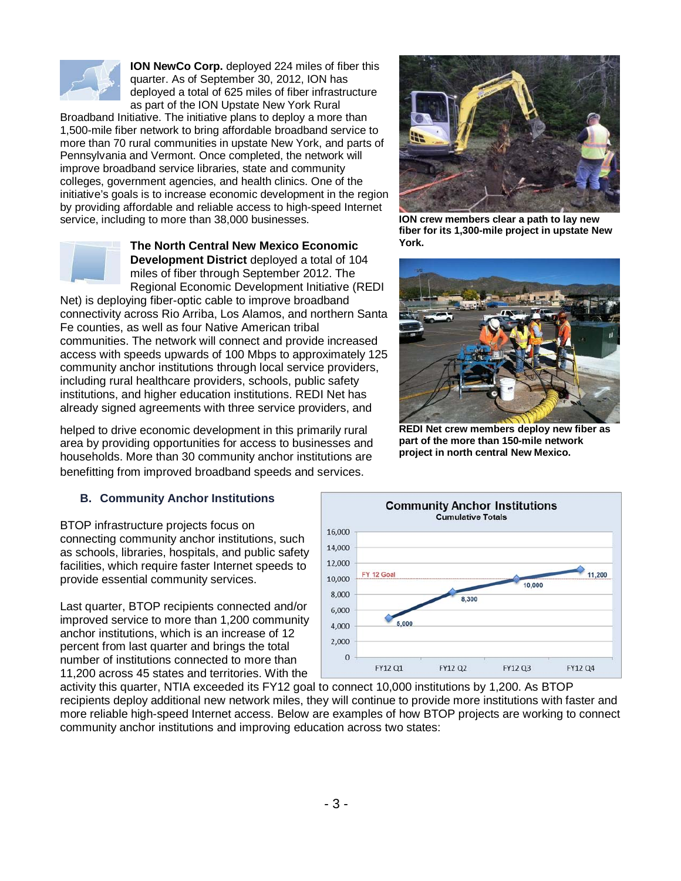**ION NewCo Corp.** deployed 224 miles of fiber this quarter. As of September 30, 2012, ION has deployed a total of 625 miles of fiber infrastructure as part of the ION Upstate New York Rural Broadband Initiative. The initiative plans to deploy a more than 1,500-mile fiber network to bring affordable broadband service to more than 70 rural communities in upstate New York, and parts of Pennsylvania and Vermont. Once completed, the network will improve broadband service libraries, state and community colleges, government agencies, and health clinics. One of the initiative's goals is to increase economic development in the region by providing affordable and reliable access to high-speed Internet service, including to more than 38,000 businesses.

ION crew members clear a path to lay new fiber for its 1,300-mile project in upstate New York.

**The North Central New Mexico Economic Development District** deployed a total of 104 miles of fiber through September 2012. The Regional Economic Development Initiative (REDI Net) is deploying fiber-optic cable to improve broadband connectivity across Rio Arriba, Los Alamos, and northern Santa Fe counties, as well as four Native American tribal communities. The network will connect and provide increased access with speeds upwards of 100 Mbps to approximately 125 community anchor institutions through local service providers, including rural healthcare providers, schools, public safety institutions, and higher education institutions. REDI Net has already signed agreements with three service providers, and helped to drive economic development in this primarily rural area by providing opportunities for access to businesses and households. More than 30 community anchor institutions are benefitting from improved broadband speeds and services.

REDI Net crew members deploy new fiber as part of the more than 150-mile network project in north central New Mexico.

### B. Community Anchor Institutions

BTOP infrastructure projects focus on connecting community anchor institutions, such as schools, libraries, hospitals, and public safety facilities, which require faster Internet speeds to provide essential community services.

Last quarter, BTOP recipients connected and/or improved service to more than 1,200 community anchor institutions, which is an increase of 12 percent from last quarter and brings the total number of institutions connected to more than 11,200 across 45 states and territories. With the activity this quarter, NTIA exceeded its FY12 goal to connect 10,000 institutions by 1,200. As BTOP recipients deploy additional new network miles, they will continue to provide more institutions with faster and more reliable high-speed Internet access. Below are examples of how BTOP projects are working to connect community anchor institutions and improving education across two states:

**Community Anchor Institutions**
Cumulative Totals

| Quarter | Cumulative Total |
|---|---|
| FY12 Q1 | 5,000 |
| FY12 Q2 | 8,300 |
| FY12 Q3 | 10,000 |
| FY12 Q4 | 11,200 |

FY 12 Goal: 10,000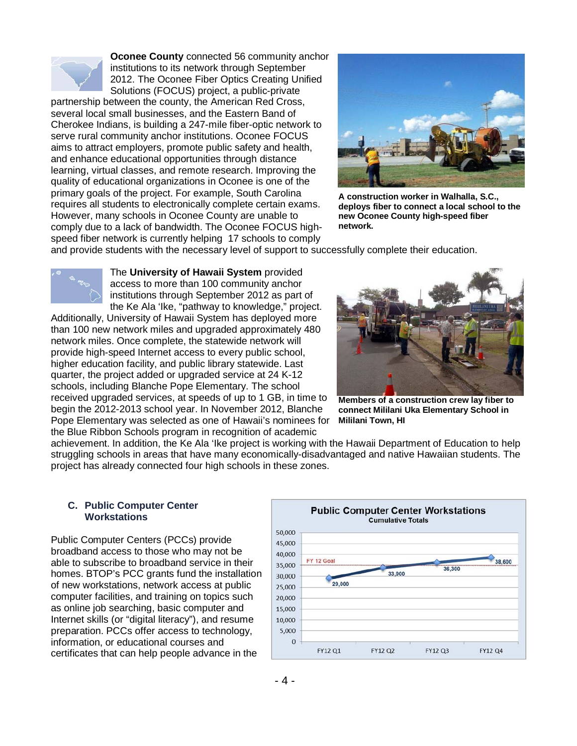**Oconee County** connected 56 community anchor institutions to its network through September 2012. The Oconee Fiber Optics Creating Unified Solutions (FOCUS) project, a public-private partnership between the county, the American Red Cross, several local small businesses, and the Eastern Band of Cherokee Indians, is building a 247-mile fiber-optic network to serve rural community anchor institutions. Oconee FOCUS aims to attract employers, promote public safety and health, and enhance educational opportunities through distance learning, virtual classes, and remote research. Improving the quality of educational organizations in Oconee is one of the primary goals of the project. For example, South Carolina requires all students to electronically complete certain exams. However, many schools in Oconee County are unable to comply due to a lack of bandwidth. The Oconee FOCUS high-speed fiber network is currently helping 17 schools to comply and provide students with the necessary level of support to successfully complete their education.

**A construction worker in Walhalla, S.C., deploys fiber to connect a local school to the new Oconee County high-speed fiber network.**

The **University of Hawaii System** provided access to more than 100 community anchor institutions through September 2012 as part of the Ke Ala 'Ike, "pathway to knowledge," project. Additionally, University of Hawaii System has deployed more than 100 new network miles and upgraded approximately 480 network miles. Once complete, the statewide network will provide high-speed Internet access to every public school, higher education facility, and public library statewide. Last quarter, the project added or upgraded service at 24 K-12 schools, including Blanche Pope Elementary. The school received upgraded services, at speeds of up to 1 GB, in time to begin the 2012-2013 school year. In November 2012, Blanche Pope Elementary was selected as one of Hawaii's nominees for the Blue Ribbon Schools program in recognition of academic achievement. In addition, the Ke Ala 'Ike project is working with the Hawaii Department of Education to help struggling schools in areas that have many economically-disadvantaged and native Hawaiian students. The project has already connected four high schools in these zones.

**Members of a construction crew lay fiber to connect Mililani Uka Elementary School in Mililani Town, HI**

### C. Public Computer Center Workstations

Public Computer Centers (PCCs) provide broadband access to those who may not be able to subscribe to broadband service in their homes. BTOP's PCC grants fund the installation of new workstations, network access at public computer facilities, and training on topics such as online job searching, basic computer and Internet skills (or "digital literacy"), and resume preparation. PCCs offer access to technology, information, or educational courses and certificates that can help people advance in the

**Public Computer Center Workstations**
Cumulative Totals

| Quarter | Workstations |
|---|---|
| FY12 Q1 | 29,000 |
| FY12 Q2 | 33,900 |
| FY12 Q3 | 36,300 |
| FY12 Q4 | 38,600 |

FY 12 Goal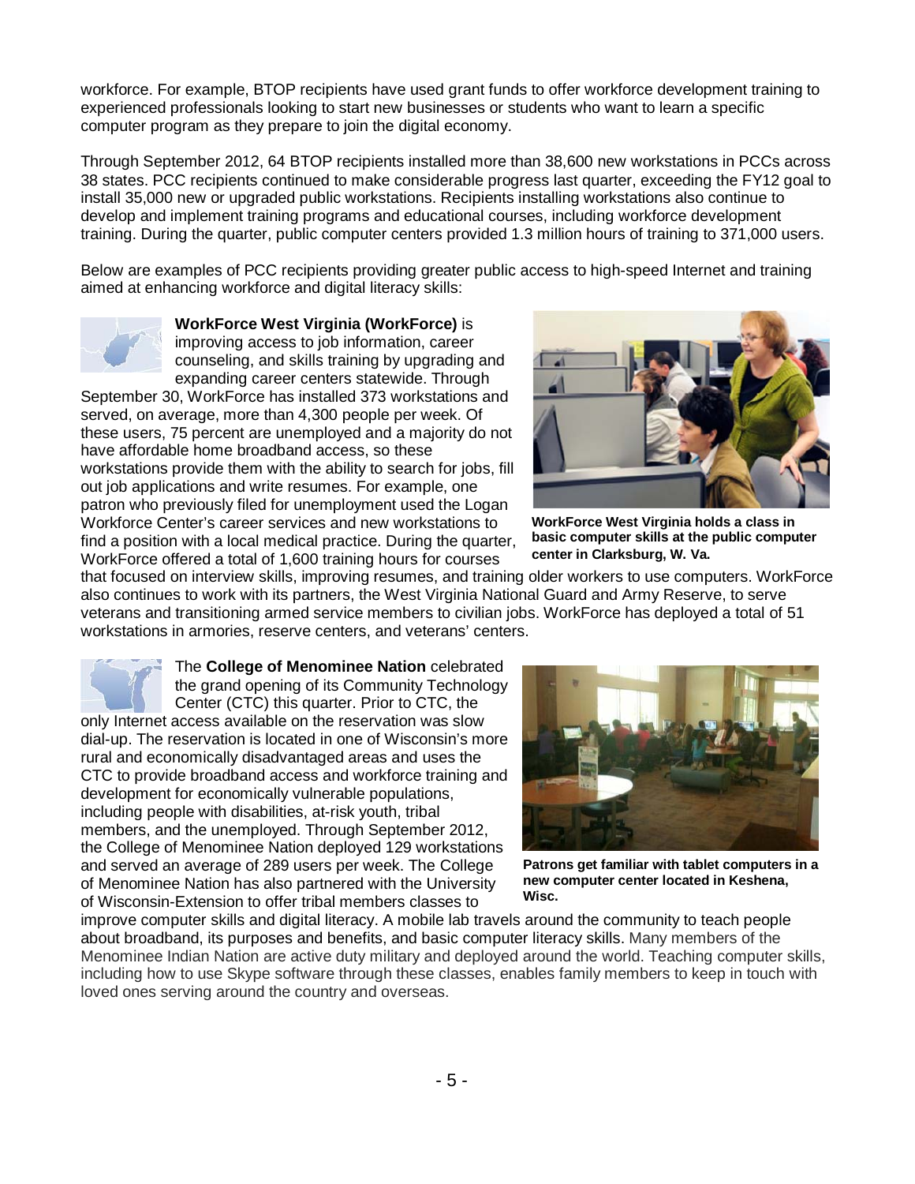workforce. For example, BTOP recipients have used grant funds to offer workforce development training to experienced professionals looking to start new businesses or students who want to learn a specific computer program as they prepare to join the digital economy.

Through September 2012, 64 BTOP recipients installed more than 38,600 new workstations in PCCs across 38 states. PCC recipients continued to make considerable progress last quarter, exceeding the FY12 goal to install 35,000 new or upgraded public workstations. Recipients installing workstations also continue to develop and implement training programs and educational courses, including workforce development training. During the quarter, public computer centers provided 1.3 million hours of training to 371,000 users.

Below are examples of PCC recipients providing greater public access to high-speed Internet and training aimed at enhancing workforce and digital literacy skills:

**WorkForce West Virginia (WorkForce)** is improving access to job information, career counseling, and skills training by upgrading and expanding career centers statewide. Through September 30, WorkForce has installed 373 workstations and served, on average, more than 4,300 people per week. Of these users, 75 percent are unemployed and a majority do not have affordable home broadband access, so these workstations provide them with the ability to search for jobs, fill out job applications and write resumes. For example, one patron who previously filed for unemployment used the Logan Workforce Center's career services and new workstations to find a position with a local medical practice. During the quarter, WorkForce offered a total of 1,600 training hours for courses that focused on interview skills, improving resumes, and training older workers to use computers. WorkForce also continues to work with its partners, the West Virginia National Guard and Army Reserve, to serve veterans and transitioning armed service members to civilian jobs. WorkForce has deployed a total of 51 workstations in armories, reserve centers, and veterans' centers.

**WorkForce West Virginia holds a class in basic computer skills at the public computer center in Clarksburg, W. Va.**

The **College of Menominee Nation** celebrated the grand opening of its Community Technology Center (CTC) this quarter. Prior to CTC, the only Internet access available on the reservation was slow dial-up. The reservation is located in one of Wisconsin's more rural and economically disadvantaged areas and uses the CTC to provide broadband access and workforce training and development for economically vulnerable populations, including people with disabilities, at-risk youth, tribal members, and the unemployed. Through September 2012, the College of Menominee Nation deployed 129 workstations and served an average of 289 users per week. The College of Menominee Nation has also partnered with the University of Wisconsin-Extension to offer tribal members classes to improve computer skills and digital literacy. A mobile lab travels around the community to teach people about broadband, its purposes and benefits, and basic computer literacy skills. Many members of the Menominee Indian Nation are active duty military and deployed around the world. Teaching computer skills, including how to use Skype software through these classes, enables family members to keep in touch with loved ones serving around the country and overseas.

**Patrons get familiar with tablet computers in a new computer center located in Keshena, Wisc.**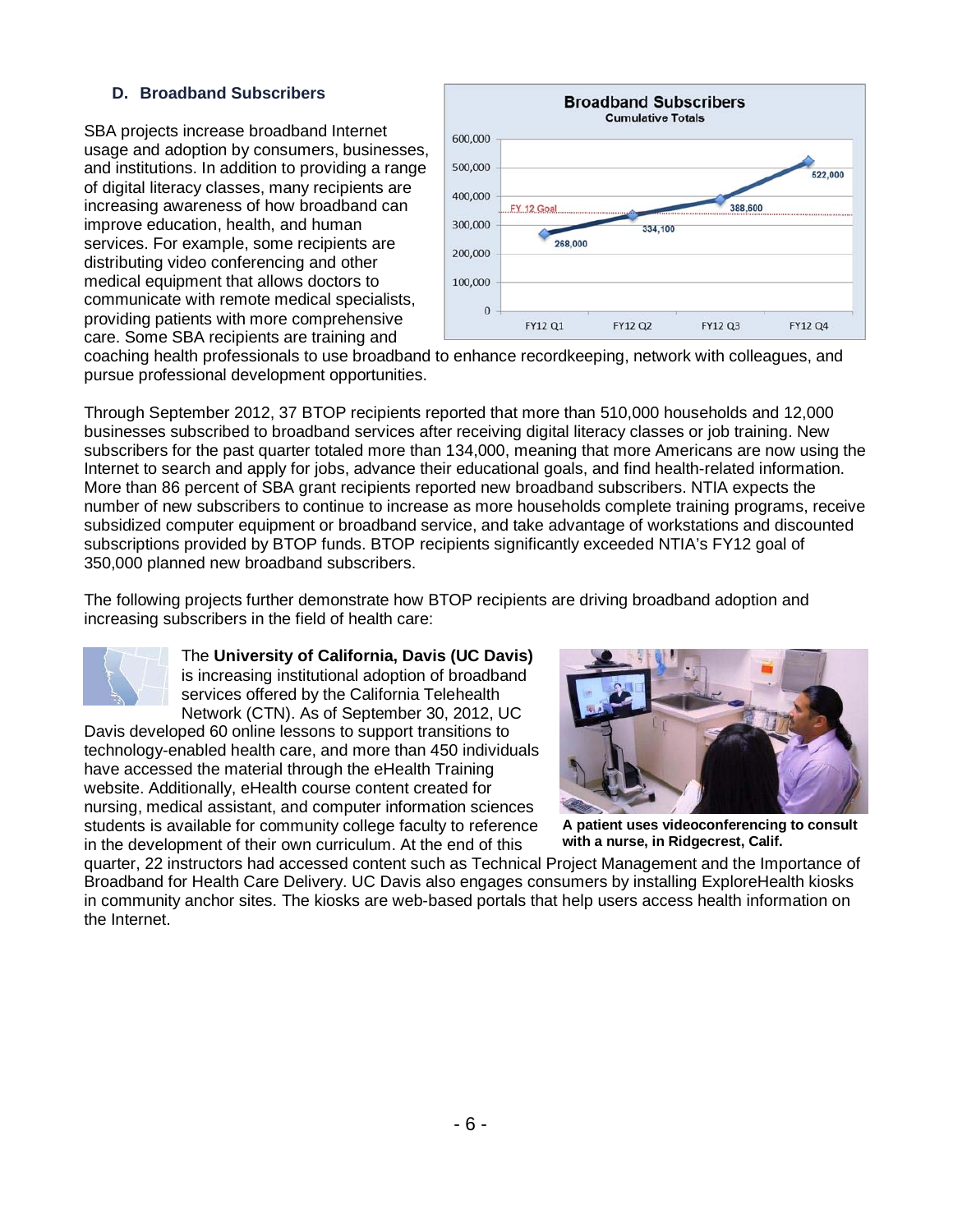### D. Broadband Subscribers

SBA projects increase broadband Internet usage and adoption by consumers, businesses, and institutions. In addition to providing a range of digital literacy classes, many recipients are increasing awareness of how broadband can improve education, health, and human services. For example, some recipients are distributing video conferencing and other medical equipment that allows doctors to communicate with remote medical specialists, providing patients with more comprehensive care. Some SBA recipients are training and coaching health professionals to use broadband to enhance recordkeeping, network with colleagues, and pursue professional development opportunities.

Through September 2012, 37 BTOP recipients reported that more than 510,000 households and 12,000 businesses subscribed to broadband services after receiving digital literacy classes or job training. New subscribers for the past quarter totaled more than 134,000, meaning that more Americans are now using the Internet to search and apply for jobs, advance their educational goals, and find health-related information. More than 86 percent of SBA grant recipients reported new broadband subscribers. NTIA expects the number of new subscribers to continue to increase as more households complete training programs, receive subsidized computer equipment or broadband service, and take advantage of workstations and discounted subscriptions provided by BTOP funds. BTOP recipients significantly exceeded NTIA's FY12 goal of 350,000 planned new broadband subscribers.

The following projects further demonstrate how BTOP recipients are driving broadband adoption and increasing subscribers in the field of health care:

The **University of California, Davis (UC Davis)** is increasing institutional adoption of broadband services offered by the California Telehealth Network (CTN). As of September 30, 2012, UC Davis developed 60 online lessons to support transitions to technology-enabled health care, and more than 450 individuals have accessed the material through the eHealth Training website. Additionally, eHealth course content created for nursing, medical assistant, and computer information sciences students is available for community college faculty to reference in the development of their own curriculum. At the end of this quarter, 22 instructors had accessed content such as Technical Project Management and the Importance of Broadband for Health Care Delivery. UC Davis also engages consumers by installing ExploreHealth kiosks in community anchor sites. The kiosks are web-based portals that help users access health information on the Internet.

**A patient uses videoconferencing to consult with a nurse, in Ridgecrest, Calif.**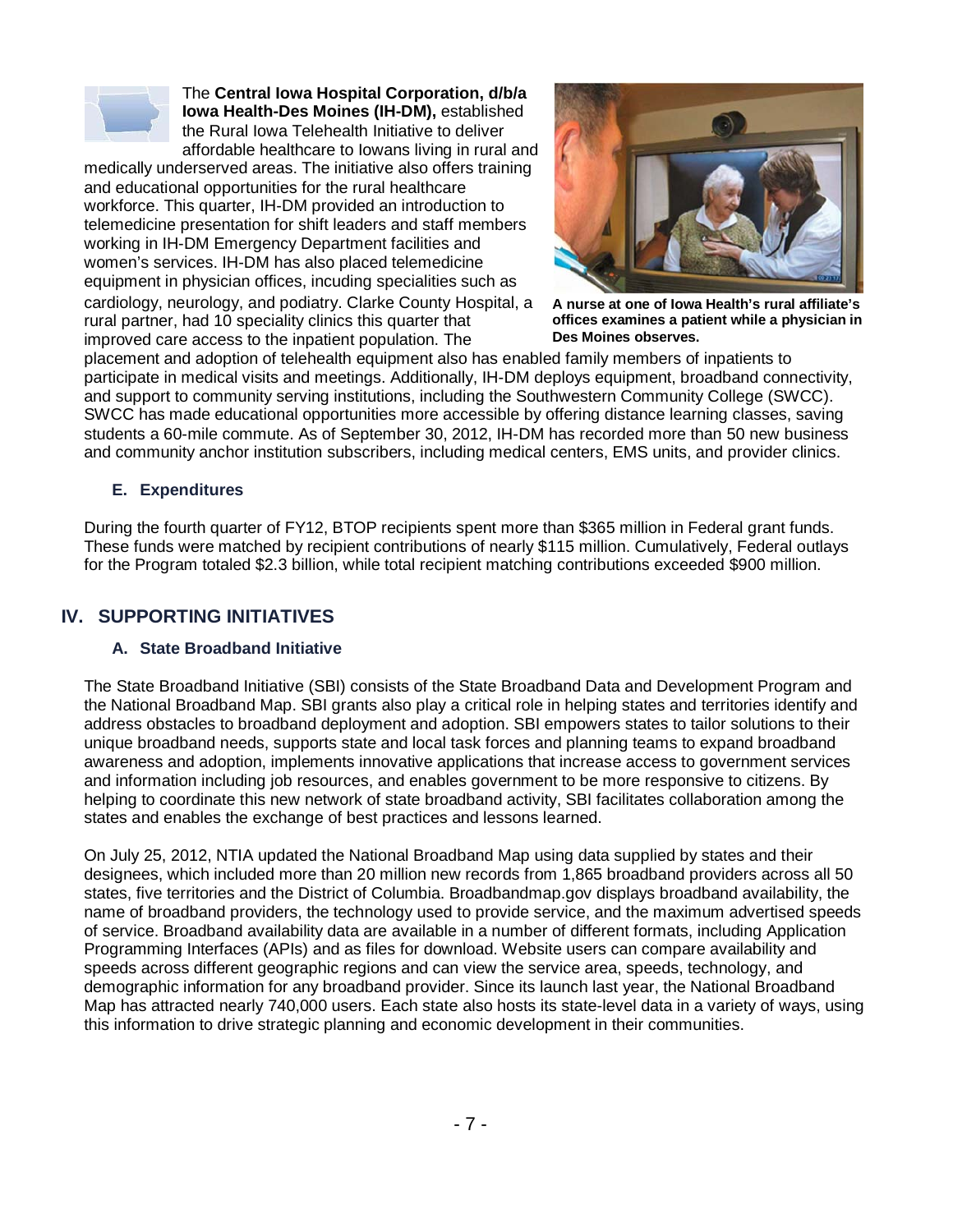The **Central Iowa Hospital Corporation, d/b/a Iowa Health-Des Moines (IH-DM),** established the Rural Iowa Telehealth Initiative to deliver affordable healthcare to Iowans living in rural and medically underserved areas. The initiative also offers training and educational opportunities for the rural healthcare workforce. This quarter, IH-DM provided an introduction to telemedicine presentation for shift leaders and staff members working in IH-DM Emergency Department facilities and women's services. IH-DM has also placed telemedicine equipment in physician offices, incuding specialities such as cardiology, neurology, and podiatry. Clarke County Hospital, a rural partner, had 10 speciality clinics this quarter that improved care access to the inpatient population. The placement and adoption of telehealth equipment also has enabled family members of inpatients to participate in medical visits and meetings. Additionally, IH-DM deploys equipment, broadband connectivity, and support to community serving institutions, including the Southwestern Community College (SWCC). SWCC has made educational opportunities more accessible by offering distance learning classes, saving students a 60-mile commute. As of September 30, 2012, IH-DM has recorded more than 50 new business and community anchor institution subscribers, including medical centers, EMS units, and provider clinics.

**A nurse at one of Iowa Health's rural affiliate's offices examines a patient while a physician in Des Moines observes.**

### E. Expenditures

During the fourth quarter of FY12, BTOP recipients spent more than $365 million in Federal grant funds. These funds were matched by recipient contributions of nearly $115 million. Cumulatively, Federal outlays for the Program totaled $2.3 billion, while total recipient matching contributions exceeded $900 million.

## IV. SUPPORTING INITIATIVES

### A. State Broadband Initiative

The State Broadband Initiative (SBI) consists of the State Broadband Data and Development Program and the National Broadband Map. SBI grants also play a critical role in helping states and territories identify and address obstacles to broadband deployment and adoption. SBI empowers states to tailor solutions to their unique broadband needs, supports state and local task forces and planning teams to expand broadband awareness and adoption, implements innovative applications that increase access to government services and information including job resources, and enables government to be more responsive to citizens. By helping to coordinate this new network of state broadband activity, SBI facilitates collaboration among the states and enables the exchange of best practices and lessons learned.

On July 25, 2012, NTIA updated the National Broadband Map using data supplied by states and their designees, which included more than 20 million new records from 1,865 broadband providers across all 50 states, five territories and the District of Columbia. Broadbandmap.gov displays broadband availability, the name of broadband providers, the technology used to provide service, and the maximum advertised speeds of service. Broadband availability data are available in a number of different formats, including Application Programming Interfaces (APIs) and as files for download. Website users can compare availability and speeds across different geographic regions and can view the service area, speeds, technology, and demographic information for any broadband provider. Since its launch last year, the National Broadband Map has attracted nearly 740,000 users. Each state also hosts its state-level data in a variety of ways, using this information to drive strategic planning and economic development in their communities.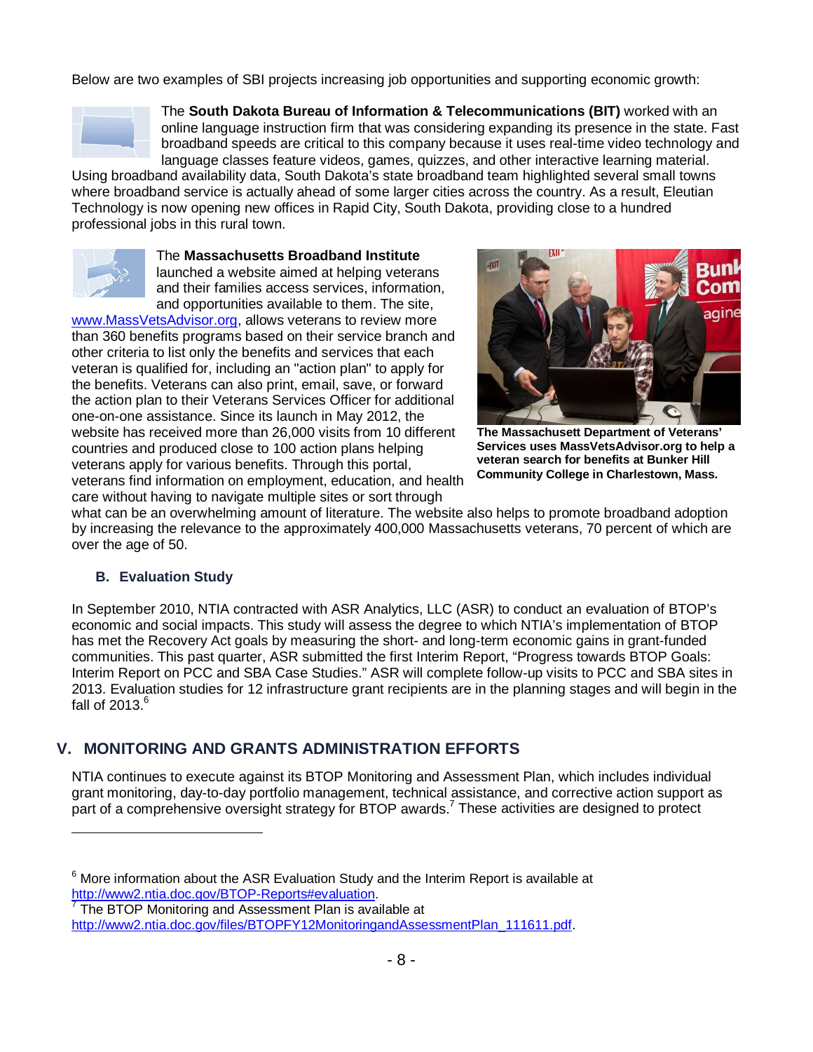Below are two examples of SBI projects increasing job opportunities and supporting economic growth:

The **South Dakota Bureau of Information & Telecommunications (BIT)** worked with an online language instruction firm that was considering expanding its presence in the state. Fast broadband speeds are critical to this company because it uses real-time video technology and language classes feature videos, games, quizzes, and other interactive learning material. Using broadband availability data, South Dakota's state broadband team highlighted several small towns where broadband service is actually ahead of some larger cities across the country. As a result, Eleutian Technology is now opening new offices in Rapid City, South Dakota, providing close to a hundred professional jobs in this rural town.

The **Massachusetts Broadband Institute** launched a website aimed at helping veterans and their families access services, information, and opportunities available to them. The site, www.MassVetsAdvisor.org, allows veterans to review more than 360 benefits programs based on their service branch and other criteria to list only the benefits and services that each veteran is qualified for, including an "action plan" to apply for the benefits. Veterans can also print, email, save, or forward the action plan to their Veterans Services Officer for additional one-on-one assistance. Since its launch in May 2012, the website has received more than 26,000 visits from 10 different countries and produced close to 100 action plans helping veterans apply for various benefits. Through this portal, veterans find information on employment, education, and health care without having to navigate multiple sites or sort through what can be an overwhelming amount of literature. The website also helps to promote broadband adoption by increasing the relevance to the approximately 400,000 Massachusetts veterans, 70 percent of which are over the age of 50.

**The Massachusett Department of Veterans' Services uses MassVetsAdvisor.org to help a veteran search for benefits at Bunker Hill Community College in Charlestown, Mass.**

### B. Evaluation Study

In September 2010, NTIA contracted with ASR Analytics, LLC (ASR) to conduct an evaluation of BTOP's economic and social impacts. This study will assess the degree to which NTIA's implementation of BTOP has met the Recovery Act goals by measuring the short- and long-term economic gains in grant-funded communities. This past quarter, ASR submitted the first Interim Report, "Progress towards BTOP Goals: Interim Report on PCC and SBA Case Studies." ASR will complete follow-up visits to PCC and SBA sites in 2013. Evaluation studies for 12 infrastructure grant recipients are in the planning stages and will begin in the fall of 2013.[6]

## V. MONITORING AND GRANTS ADMINISTRATION EFFORTS

NTIA continues to execute against its BTOP Monitoring and Assessment Plan, which includes individual grant monitoring, day-to-day portfolio management, technical assistance, and corrective action support as part of a comprehensive oversight strategy for BTOP awards.[7] These activities are designed to protect

---

[6] More information about the ASR Evaluation Study and the Interim Report is available at http://www2.ntia.doc.gov/BTOP-Reports#evaluation.

[7] The BTOP Monitoring and Assessment Plan is available at http://www2.ntia.doc.gov/files/BTOPFY12MonitoringandAssessmentPlan_111611.pdf.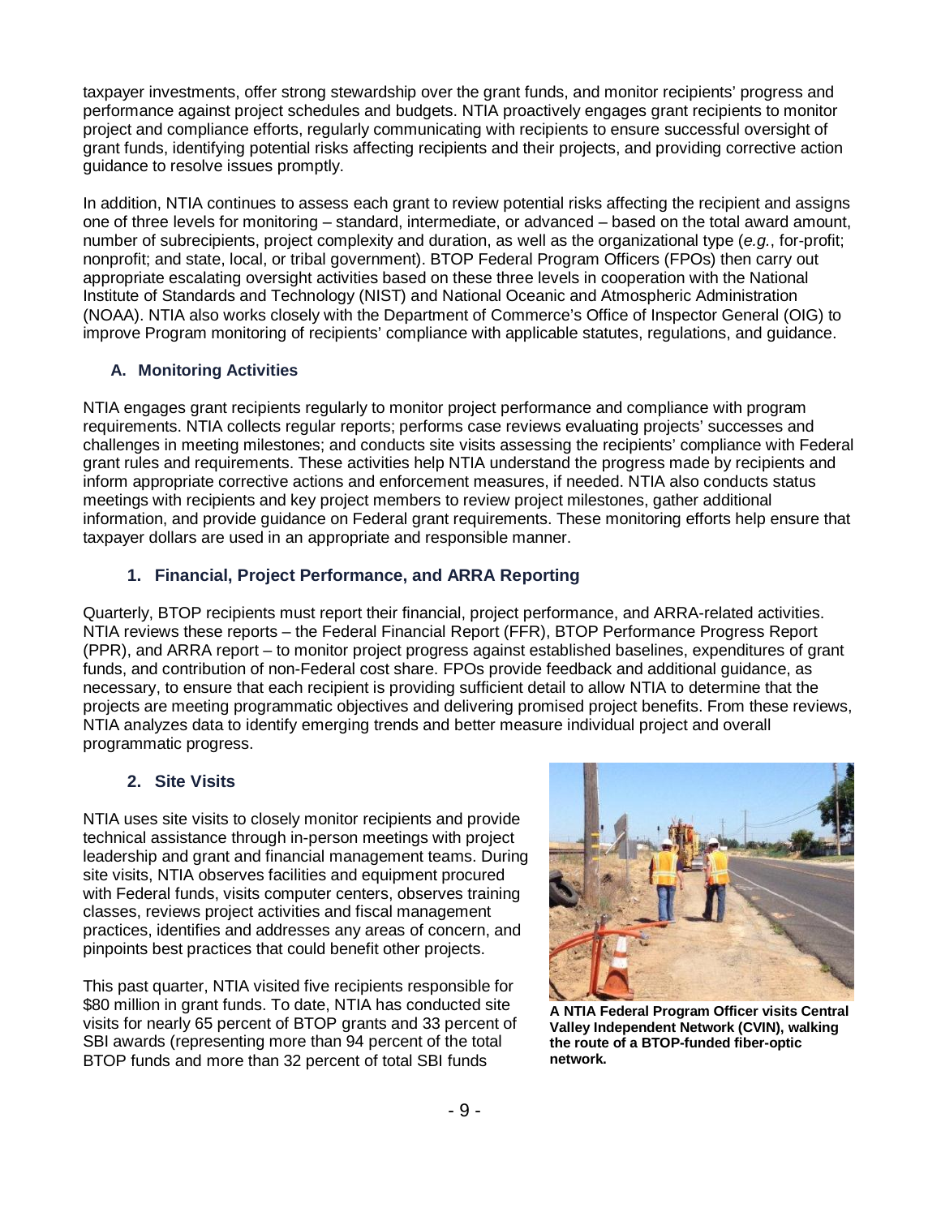taxpayer investments, offer strong stewardship over the grant funds, and monitor recipients' progress and performance against project schedules and budgets. NTIA proactively engages grant recipients to monitor project and compliance efforts, regularly communicating with recipients to ensure successful oversight of grant funds, identifying potential risks affecting recipients and their projects, and providing corrective action guidance to resolve issues promptly.

In addition, NTIA continues to assess each grant to review potential risks affecting the recipient and assigns one of three levels for monitoring – standard, intermediate, or advanced – based on the total award amount, number of subrecipients, project complexity and duration, as well as the organizational type (*e.g.*, for-profit; nonprofit; and state, local, or tribal government). BTOP Federal Program Officers (FPOs) then carry out appropriate escalating oversight activities based on these three levels in cooperation with the National Institute of Standards and Technology (NIST) and National Oceanic and Atmospheric Administration (NOAA). NTIA also works closely with the Department of Commerce's Office of Inspector General (OIG) to improve Program monitoring of recipients' compliance with applicable statutes, regulations, and guidance.

### A. Monitoring Activities

NTIA engages grant recipients regularly to monitor project performance and compliance with program requirements. NTIA collects regular reports; performs case reviews evaluating projects' successes and challenges in meeting milestones; and conducts site visits assessing the recipients' compliance with Federal grant rules and requirements. These activities help NTIA understand the progress made by recipients and inform appropriate corrective actions and enforcement measures, if needed. NTIA also conducts status meetings with recipients and key project members to review project milestones, gather additional information, and provide guidance on Federal grant requirements. These monitoring efforts help ensure that taxpayer dollars are used in an appropriate and responsible manner.

#### 1. Financial, Project Performance, and ARRA Reporting

Quarterly, BTOP recipients must report their financial, project performance, and ARRA-related activities. NTIA reviews these reports – the Federal Financial Report (FFR), BTOP Performance Progress Report (PPR), and ARRA report – to monitor project progress against established baselines, expenditures of grant funds, and contribution of non-Federal cost share. FPOs provide feedback and additional guidance, as necessary, to ensure that each recipient is providing sufficient detail to allow NTIA to determine that the projects are meeting programmatic objectives and delivering promised project benefits. From these reviews, NTIA analyzes data to identify emerging trends and better measure individual project and overall programmatic progress.

#### 2. Site Visits

NTIA uses site visits to closely monitor recipients and provide technical assistance through in-person meetings with project leadership and grant and financial management teams. During site visits, NTIA observes facilities and equipment procured with Federal funds, visits computer centers, observes training classes, reviews project activities and fiscal management practices, identifies and addresses any areas of concern, and pinpoints best practices that could benefit other projects.

**A NTIA Federal Program Officer visits Central Valley Independent Network (CVIN), walking the route of a BTOP-funded fiber-optic network.**

This past quarter, NTIA visited five recipients responsible for $80 million in grant funds. To date, NTIA has conducted site visits for nearly 65 percent of BTOP grants and 33 percent of SBI awards (representing more than 94 percent of the total BTOP funds and more than 32 percent of total SBI funds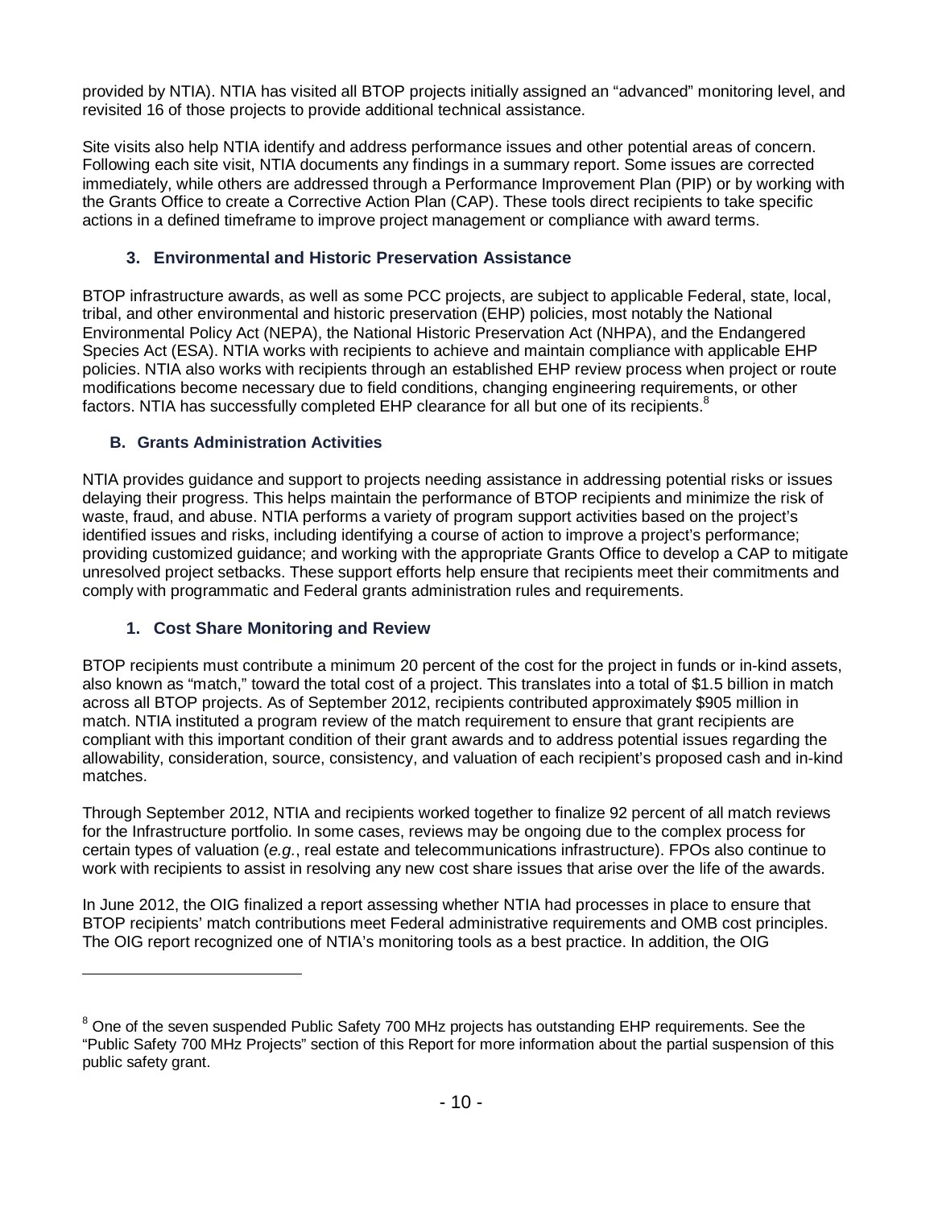provided by NTIA). NTIA has visited all BTOP projects initially assigned an "advanced" monitoring level, and revisited 16 of those projects to provide additional technical assistance.

Site visits also help NTIA identify and address performance issues and other potential areas of concern. Following each site visit, NTIA documents any findings in a summary report. Some issues are corrected immediately, while others are addressed through a Performance Improvement Plan (PIP) or by working with the Grants Office to create a Corrective Action Plan (CAP). These tools direct recipients to take specific actions in a defined timeframe to improve project management or compliance with award terms.

### 3. Environmental and Historic Preservation Assistance

BTOP infrastructure awards, as well as some PCC projects, are subject to applicable Federal, state, local, tribal, and other environmental and historic preservation (EHP) policies, most notably the National Environmental Policy Act (NEPA), the National Historic Preservation Act (NHPA), and the Endangered Species Act (ESA). NTIA works with recipients to achieve and maintain compliance with applicable EHP policies. NTIA also works with recipients through an established EHP review process when project or route modifications become necessary due to field conditions, changing engineering requirements, or other factors. NTIA has successfully completed EHP clearance for all but one of its recipients.[8]

## B. Grants Administration Activities

NTIA provides guidance and support to projects needing assistance in addressing potential risks or issues delaying their progress. This helps maintain the performance of BTOP recipients and minimize the risk of waste, fraud, and abuse. NTIA performs a variety of program support activities based on the project's identified issues and risks, including identifying a course of action to improve a project's performance; providing customized guidance; and working with the appropriate Grants Office to develop a CAP to mitigate unresolved project setbacks. These support efforts help ensure that recipients meet their commitments and comply with programmatic and Federal grants administration rules and requirements.

### 1. Cost Share Monitoring and Review

BTOP recipients must contribute a minimum 20 percent of the cost for the project in funds or in-kind assets, also known as "match," toward the total cost of a project. This translates into a total of $1.5 billion in match across all BTOP projects. As of September 2012, recipients contributed approximately $905 million in match. NTIA instituted a program review of the match requirement to ensure that grant recipients are compliant with this important condition of their grant awards and to address potential issues regarding the allowability, consideration, source, consistency, and valuation of each recipient's proposed cash and in-kind matches.

Through September 2012, NTIA and recipients worked together to finalize 92 percent of all match reviews for the Infrastructure portfolio. In some cases, reviews may be ongoing due to the complex process for certain types of valuation (*e.g.*, real estate and telecommunications infrastructure). FPOs also continue to work with recipients to assist in resolving any new cost share issues that arise over the life of the awards.

In June 2012, the OIG finalized a report assessing whether NTIA had processes in place to ensure that BTOP recipients' match contributions meet Federal administrative requirements and OMB cost principles. The OIG report recognized one of NTIA's monitoring tools as a best practice. In addition, the OIG

---

[8] One of the seven suspended Public Safety 700 MHz projects has outstanding EHP requirements. See the "Public Safety 700 MHz Projects" section of this Report for more information about the partial suspension of this public safety grant.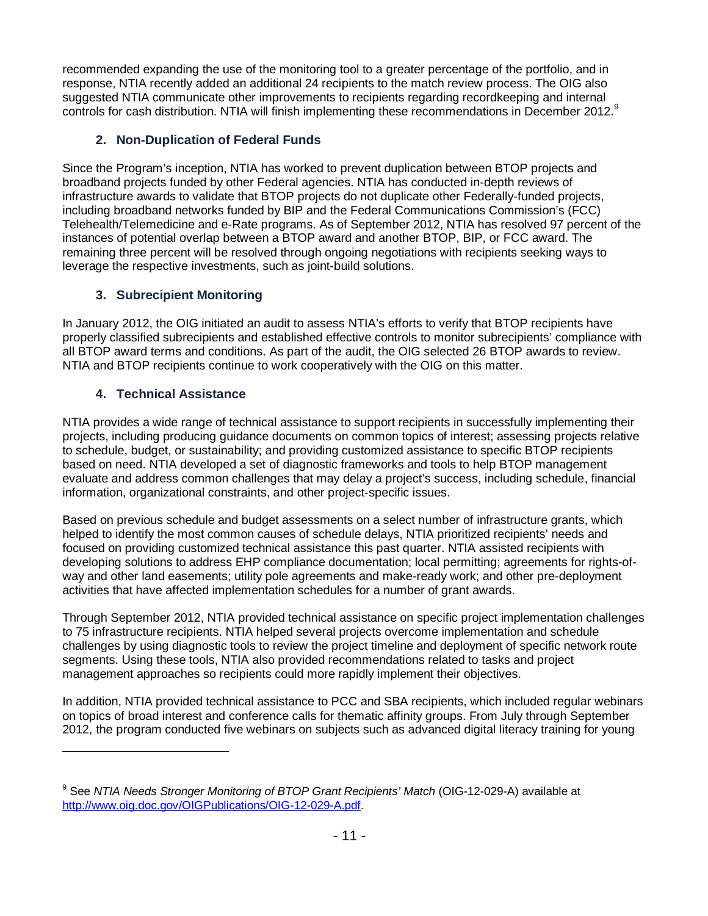recommended expanding the use of the monitoring tool to a greater percentage of the portfolio, and in response, NTIA recently added an additional 24 recipients to the match review process. The OIG also suggested NTIA communicate other improvements to recipients regarding recordkeeping and internal controls for cash distribution. NTIA will finish implementing these recommendations in December 2012.[9]

### 2. Non-Duplication of Federal Funds

Since the Program's inception, NTIA has worked to prevent duplication between BTOP projects and broadband projects funded by other Federal agencies. NTIA has conducted in-depth reviews of infrastructure awards to validate that BTOP projects do not duplicate other Federally-funded projects, including broadband networks funded by BIP and the Federal Communications Commission's (FCC) Telehealth/Telemedicine and e-Rate programs. As of September 2012, NTIA has resolved 97 percent of the instances of potential overlap between a BTOP award and another BTOP, BIP, or FCC award. The remaining three percent will be resolved through ongoing negotiations with recipients seeking ways to leverage the respective investments, such as joint-build solutions.

### 3. Subrecipient Monitoring

In January 2012, the OIG initiated an audit to assess NTIA's efforts to verify that BTOP recipients have properly classified subrecipients and established effective controls to monitor subrecipients' compliance with all BTOP award terms and conditions. As part of the audit, the OIG selected 26 BTOP awards to review. NTIA and BTOP recipients continue to work cooperatively with the OIG on this matter.

### 4. Technical Assistance

NTIA provides a wide range of technical assistance to support recipients in successfully implementing their projects, including producing guidance documents on common topics of interest; assessing projects relative to schedule, budget, or sustainability; and providing customized assistance to specific BTOP recipients based on need. NTIA developed a set of diagnostic frameworks and tools to help BTOP management evaluate and address common challenges that may delay a project's success, including schedule, financial information, organizational constraints, and other project-specific issues.

Based on previous schedule and budget assessments on a select number of infrastructure grants, which helped to identify the most common causes of schedule delays, NTIA prioritized recipients' needs and focused on providing customized technical assistance this past quarter. NTIA assisted recipients with developing solutions to address EHP compliance documentation; local permitting; agreements for rights-of-way and other land easements; utility pole agreements and make-ready work; and other pre-deployment activities that have affected implementation schedules for a number of grant awards.

Through September 2012, NTIA provided technical assistance on specific project implementation challenges to 75 infrastructure recipients. NTIA helped several projects overcome implementation and schedule challenges by using diagnostic tools to review the project timeline and deployment of specific network route segments. Using these tools, NTIA also provided recommendations related to tasks and project management approaches so recipients could more rapidly implement their objectives.

In addition, NTIA provided technical assistance to PCC and SBA recipients, which included regular webinars on topics of broad interest and conference calls for thematic affinity groups. From July through September 2012, the program conducted five webinars on subjects such as advanced digital literacy training for young

---

[9] See *NTIA Needs Stronger Monitoring of BTOP Grant Recipients' Match* (OIG-12-029-A) available at http://www.oig.doc.gov/OIGPublications/OIG-12-029-A.pdf.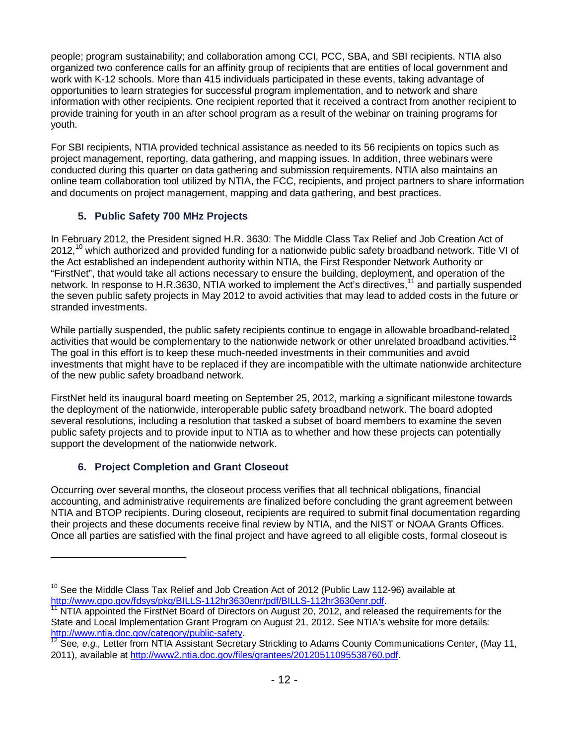people; program sustainability; and collaboration among CCI, PCC, SBA, and SBI recipients. NTIA also organized two conference calls for an affinity group of recipients that are entities of local government and work with K-12 schools. More than 415 individuals participated in these events, taking advantage of opportunities to learn strategies for successful program implementation, and to network and share information with other recipients. One recipient reported that it received a contract from another recipient to provide training for youth in an after school program as a result of the webinar on training programs for youth.

For SBI recipients, NTIA provided technical assistance as needed to its 56 recipients on topics such as project management, reporting, data gathering, and mapping issues. In addition, three webinars were conducted during this quarter on data gathering and submission requirements. NTIA also maintains an online team collaboration tool utilized by NTIA, the FCC, recipients, and project partners to share information and documents on project management, mapping and data gathering, and best practices.

### 5. Public Safety 700 MHz Projects

In February 2012, the President signed H.R. 3630: The Middle Class Tax Relief and Job Creation Act of 2012,[10] which authorized and provided funding for a nationwide public safety broadband network. Title VI of the Act established an independent authority within NTIA, the First Responder Network Authority or "FirstNet", that would take all actions necessary to ensure the building, deployment, and operation of the network. In response to H.R.3630, NTIA worked to implement the Act's directives,[11] and partially suspended the seven public safety projects in May 2012 to avoid activities that may lead to added costs in the future or stranded investments.

While partially suspended, the public safety recipients continue to engage in allowable broadband-related activities that would be complementary to the nationwide network or other unrelated broadband activities.[12] The goal in this effort is to keep these much-needed investments in their communities and avoid investments that might have to be replaced if they are incompatible with the ultimate nationwide architecture of the new public safety broadband network.

FirstNet held its inaugural board meeting on September 25, 2012, marking a significant milestone towards the deployment of the nationwide, interoperable public safety broadband network. The board adopted several resolutions, including a resolution that tasked a subset of board members to examine the seven public safety projects and to provide input to NTIA as to whether and how these projects can potentially support the development of the nationwide network.

### 6. Project Completion and Grant Closeout

Occurring over several months, the closeout process verifies that all technical obligations, financial accounting, and administrative requirements are finalized before concluding the grant agreement between NTIA and BTOP recipients. During closeout, recipients are required to submit final documentation regarding their projects and these documents receive final review by NTIA, and the NIST or NOAA Grants Offices. Once all parties are satisfied with the final project and have agreed to all eligible costs, formal closeout is

---

[10] See the Middle Class Tax Relief and Job Creation Act of 2012 (Public Law 112-96) available at http://www.gpo.gov/fdsys/pkg/BILLS-112hr3630enr/pdf/BILLS-112hr3630enr.pdf.

[11] NTIA appointed the FirstNet Board of Directors on August 20, 2012, and released the requirements for the State and Local Implementation Grant Program on August 21, 2012. See NTIA's website for more details: http://www.ntia.doc.gov/category/public-safety.

[12] See, *e.g.,* Letter from NTIA Assistant Secretary Strickling to Adams County Communications Center, (May 11, 2011), available at http://www2.ntia.doc.gov/files/grantees/20120511095538760.pdf.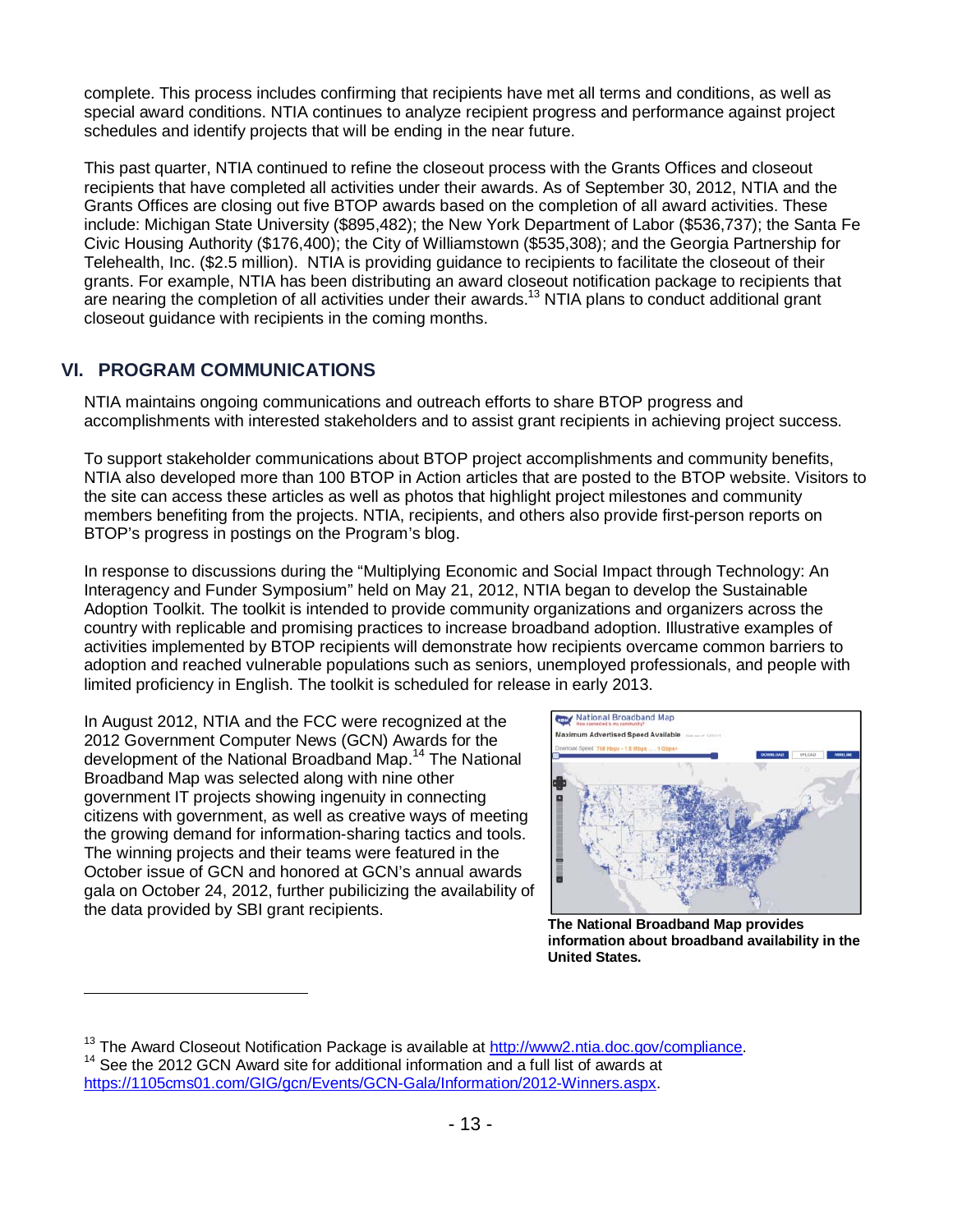complete. This process includes confirming that recipients have met all terms and conditions, as well as special award conditions. NTIA continues to analyze recipient progress and performance against project schedules and identify projects that will be ending in the near future.

This past quarter, NTIA continued to refine the closeout process with the Grants Offices and closeout recipients that have completed all activities under their awards. As of September 30, 2012, NTIA and the Grants Offices are closing out five BTOP awards based on the completion of all award activities. These include: Michigan State University ($895,482); the New York Department of Labor ($536,737); the Santa Fe Civic Housing Authority ($176,400); the City of Williamstown ($535,308); and the Georgia Partnership for Telehealth, Inc. ($2.5 million). NTIA is providing guidance to recipients to facilitate the closeout of their grants. For example, NTIA has been distributing an award closeout notification package to recipients that are nearing the completion of all activities under their awards.[13] NTIA plans to conduct additional grant closeout guidance with recipients in the coming months.

## VI. PROGRAM COMMUNICATIONS

NTIA maintains ongoing communications and outreach efforts to share BTOP progress and accomplishments with interested stakeholders and to assist grant recipients in achieving project success.

To support stakeholder communications about BTOP project accomplishments and community benefits, NTIA also developed more than 100 BTOP in Action articles that are posted to the BTOP website. Visitors to the site can access these articles as well as photos that highlight project milestones and community members benefiting from the projects. NTIA, recipients, and others also provide first-person reports on BTOP's progress in postings on the Program's blog.

In response to discussions during the "Multiplying Economic and Social Impact through Technology: An Interagency and Funder Symposium" held on May 21, 2012, NTIA began to develop the Sustainable Adoption Toolkit. The toolkit is intended to provide community organizations and organizers across the country with replicable and promising practices to increase broadband adoption. Illustrative examples of activities implemented by BTOP recipients will demonstrate how recipients overcame common barriers to adoption and reached vulnerable populations such as seniors, unemployed professionals, and people with limited proficiency in English. The toolkit is scheduled for release in early 2013.

In August 2012, NTIA and the FCC were recognized at the 2012 Government Computer News (GCN) Awards for the development of the National Broadband Map.[14] The National Broadband Map was selected along with nine other government IT projects showing ingenuity in connecting citizens with government, as well as creative ways of meeting the growing demand for information-sharing tactics and tools. The winning projects and their teams were featured in the October issue of GCN and honored at GCN's annual awards gala on October 24, 2012, further pubilicizing the availability of the data provided by SBI grant recipients.

**The National Broadband Map provides information about broadband availability in the United States.**

---

[13] The Award Closeout Notification Package is available at http://www2.ntia.doc.gov/compliance.

[14] See the 2012 GCN Award site for additional information and a full list of awards at https://1105cms01.com/GIG/gcn/Events/GCN-Gala/Information/2012-Winners.aspx.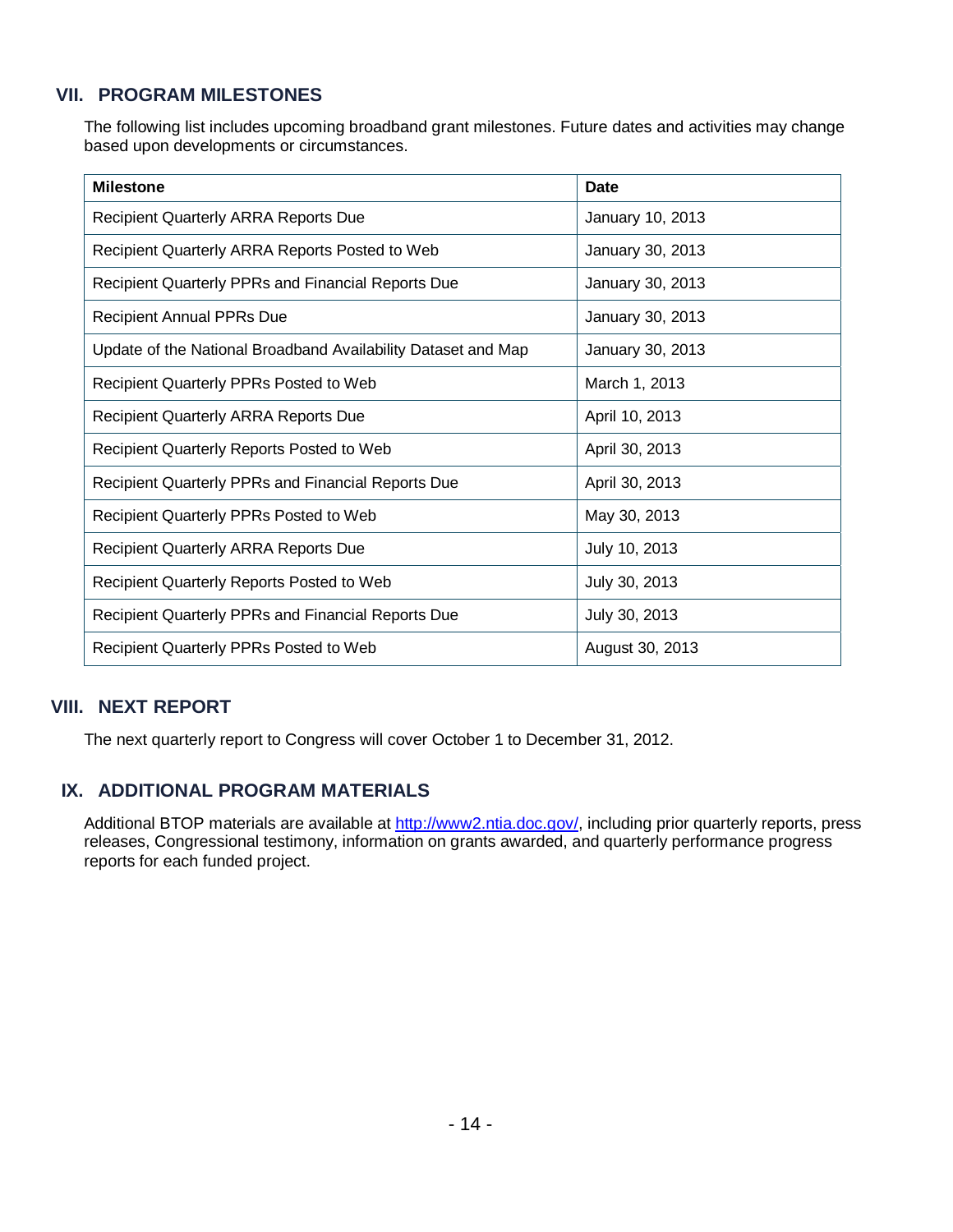## VII. PROGRAM MILESTONES

The following list includes upcoming broadband grant milestones. Future dates and activities may change based upon developments or circumstances.

| Milestone | Date |
|---|---|
| Recipient Quarterly ARRA Reports Due | January 10, 2013 |
| Recipient Quarterly ARRA Reports Posted to Web | January 30, 2013 |
| Recipient Quarterly PPRs and Financial Reports Due | January 30, 2013 |
| Recipient Annual PPRs Due | January 30, 2013 |
| Update of the National Broadband Availability Dataset and Map | January 30, 2013 |
| Recipient Quarterly PPRs Posted to Web | March 1, 2013 |
| Recipient Quarterly ARRA Reports Due | April 10, 2013 |
| Recipient Quarterly Reports Posted to Web | April 30, 2013 |
| Recipient Quarterly PPRs and Financial Reports Due | April 30, 2013 |
| Recipient Quarterly PPRs Posted to Web | May 30, 2013 |
| Recipient Quarterly ARRA Reports Due | July 10, 2013 |
| Recipient Quarterly Reports Posted to Web | July 30, 2013 |
| Recipient Quarterly PPRs and Financial Reports Due | July 30, 2013 |
| Recipient Quarterly PPRs Posted to Web | August 30, 2013 |

## VIII. NEXT REPORT

The next quarterly report to Congress will cover October 1 to December 31, 2012.

## IX. ADDITIONAL PROGRAM MATERIALS

Additional BTOP materials are available at http://www2.ntia.doc.gov/, including prior quarterly reports, press releases, Congressional testimony, information on grants awarded, and quarterly performance progress reports for each funded project.